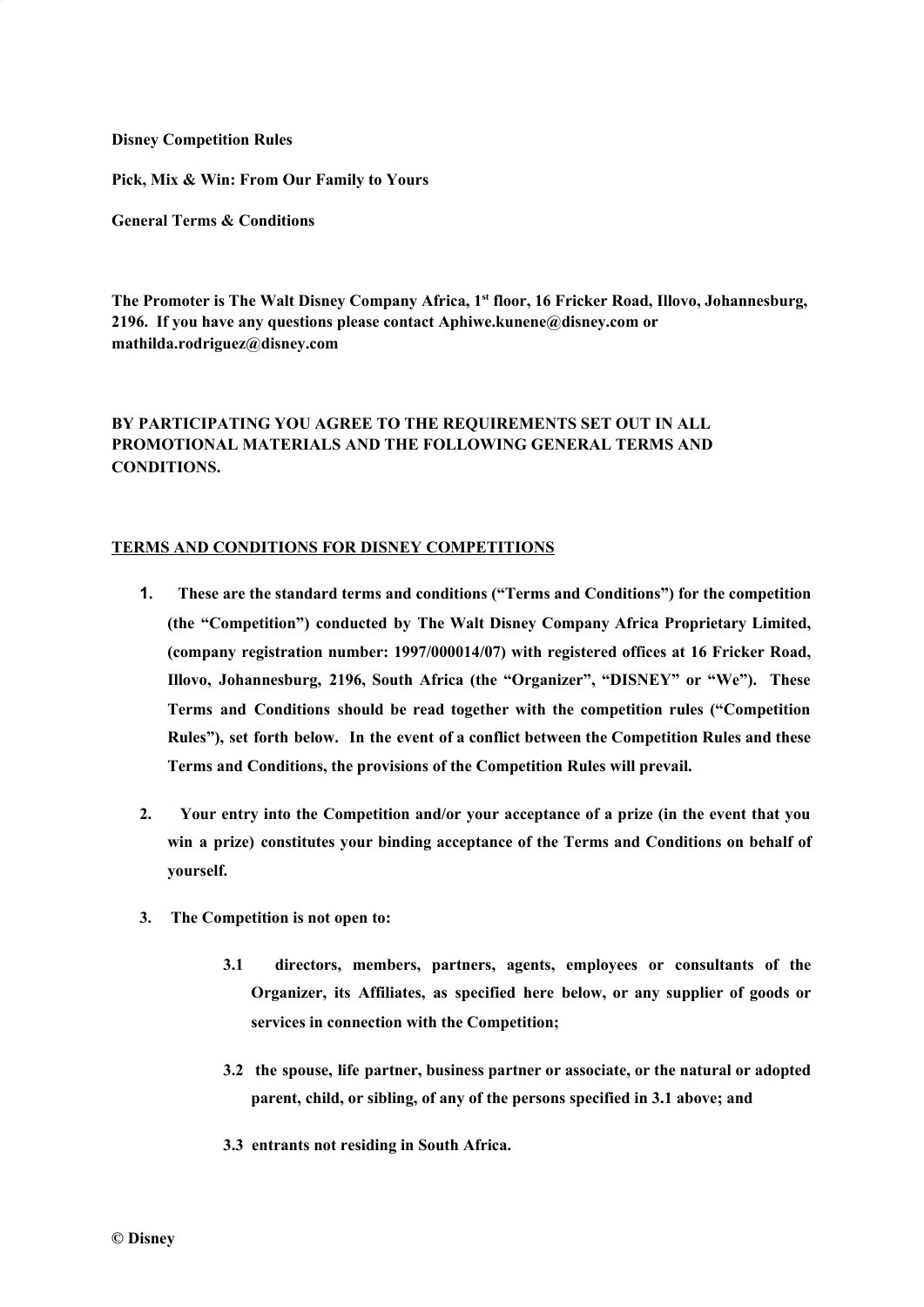**Disney Competition Rules**

**Pick, Mix & Win: From Our Family to Yours**

**General Terms & Conditions**

**The Promoter is The Walt Disney Company Africa, 1st floor, 16 Fricker Road, Illovo, Johannesburg, 2196. If you have any questions please contact Aphiwe.kunene@disney.com or mathilda.rodriguez@disney.com**

**BY PARTICIPATING YOU AGREE TO THE REQUIREMENTS SET OUT IN ALL PROMOTIONAL MATERIALS AND THE FOLLOWING GENERAL TERMS AND CONDITIONS.**

**TERMS AND CONDITIONS FOR DISNEY COMPETITIONS**

1. **These are the standard terms and conditions ("Terms and Conditions") for the competition (the "Competition") conducted by The Walt Disney Company Africa Proprietary Limited, (company registration number: 1997/000014/07) with registered offices at 16 Fricker Road, Illovo, Johannesburg, 2196, South Africa (the "Organizer", "DISNEY" or "We"). These Terms and Conditions should be read together with the competition rules ("Competition Rules"), set forth below. In the event of a conflict between the Competition Rules and these Terms and Conditions, the provisions of the Competition Rules will prevail.**

2. **Your entry into the Competition and/or your acceptance of a prize (in the event that you win a prize) constitutes your binding acceptance of the Terms and Conditions on behalf of yourself.**

3. **The Competition is not open to:**

   **3.1 directors, members, partners, agents, employees or consultants of the Organizer, its Affiliates, as specified here below, or any supplier of goods or services in connection with the Competition;**

   **3.2 the spouse, life partner, business partner or associate, or the natural or adopted parent, child, or sibling, of any of the persons specified in 3.1 above; and**

   **3.3 entrants not residing in South Africa.**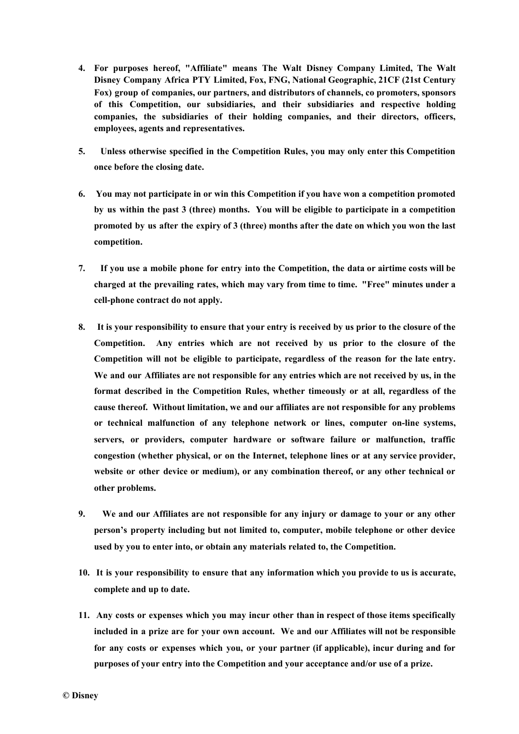4. **For purposes hereof, "Affiliate" means The Walt Disney Company Limited, The Walt Disney Company Africa PTY Limited, Fox, FNG, National Geographic, 21CF (21st Century Fox) group of companies, our partners, and distributors of channels, co promoters, sponsors of this Competition, our subsidiaries, and their subsidiaries and respective holding companies, the subsidiaries of their holding companies, and their directors, officers, employees, agents and representatives.**

5. **Unless otherwise specified in the Competition Rules, you may only enter this Competition once before the closing date.**

6. **You may not participate in or win this Competition if you have won a competition promoted by us within the past 3 (three) months. You will be eligible to participate in a competition promoted by us after the expiry of 3 (three) months after the date on which you won the last competition.**

7. **If you use a mobile phone for entry into the Competition, the data or airtime costs will be charged at the prevailing rates, which may vary from time to time. "Free" minutes under a cell-phone contract do not apply.**

8. **It is your responsibility to ensure that your entry is received by us prior to the closure of the Competition. Any entries which are not received by us prior to the closure of the Competition will not be eligible to participate, regardless of the reason for the late entry. We and our Affiliates are not responsible for any entries which are not received by us, in the format described in the Competition Rules, whether timeously or at all, regardless of the cause thereof. Without limitation, we and our affiliates are not responsible for any problems or technical malfunction of any telephone network or lines, computer on-line systems, servers, or providers, computer hardware or software failure or malfunction, traffic congestion (whether physical, or on the Internet, telephone lines or at any service provider, website or other device or medium), or any combination thereof, or any other technical or other problems.**

9. **We and our Affiliates are not responsible for any injury or damage to your or any other person's property including but not limited to, computer, mobile telephone or other device used by you to enter into, or obtain any materials related to, the Competition.**

10. **It is your responsibility to ensure that any information which you provide to us is accurate, complete and up to date.**

11. **Any costs or expenses which you may incur other than in respect of those items specifically included in a prize are for your own account. We and our Affiliates will not be responsible for any costs or expenses which you, or your partner (if applicable), incur during and for purposes of your entry into the Competition and your acceptance and/or use of a prize.**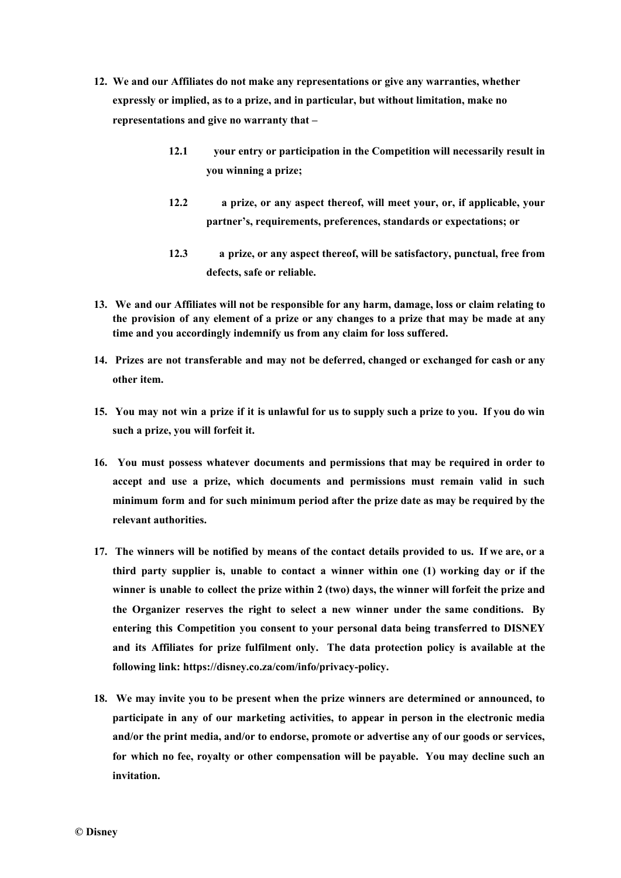**12. We and our Affiliates do not make any representations or give any warranties, whether expressly or implied, as to a prize, and in particular, but without limitation, make no representations and give no warranty that –**

> **12.1 your entry or participation in the Competition will necessarily result in you winning a prize;**
>
> **12.2 a prize, or any aspect thereof, will meet your, or, if applicable, your partner's, requirements, preferences, standards or expectations; or**
>
> **12.3 a prize, or any aspect thereof, will be satisfactory, punctual, free from defects, safe or reliable.**

**13. We and our Affiliates will not be responsible for any harm, damage, loss or claim relating to the provision of any element of a prize or any changes to a prize that may be made at any time and you accordingly indemnify us from any claim for loss suffered.**

**14. Prizes are not transferable and may not be deferred, changed or exchanged for cash or any other item.**

**15. You may not win a prize if it is unlawful for us to supply such a prize to you. If you do win such a prize, you will forfeit it.**

**16. You must possess whatever documents and permissions that may be required in order to accept and use a prize, which documents and permissions must remain valid in such minimum form and for such minimum period after the prize date as may be required by the relevant authorities.**

**17. The winners will be notified by means of the contact details provided to us. If we are, or a third party supplier is, unable to contact a winner within one (1) working day or if the winner is unable to collect the prize within 2 (two) days, the winner will forfeit the prize and the Organizer reserves the right to select a new winner under the same conditions. By entering this Competition you consent to your personal data being transferred to DISNEY and its Affiliates for prize fulfilment only. The data protection policy is available at the following link: https://disney.co.za/com/info/privacy-policy.**

**18. We may invite you to be present when the prize winners are determined or announced, to participate in any of our marketing activities, to appear in person in the electronic media and/or the print media, and/or to endorse, promote or advertise any of our goods or services, for which no fee, royalty or other compensation will be payable. You may decline such an invitation.**

**© Disney**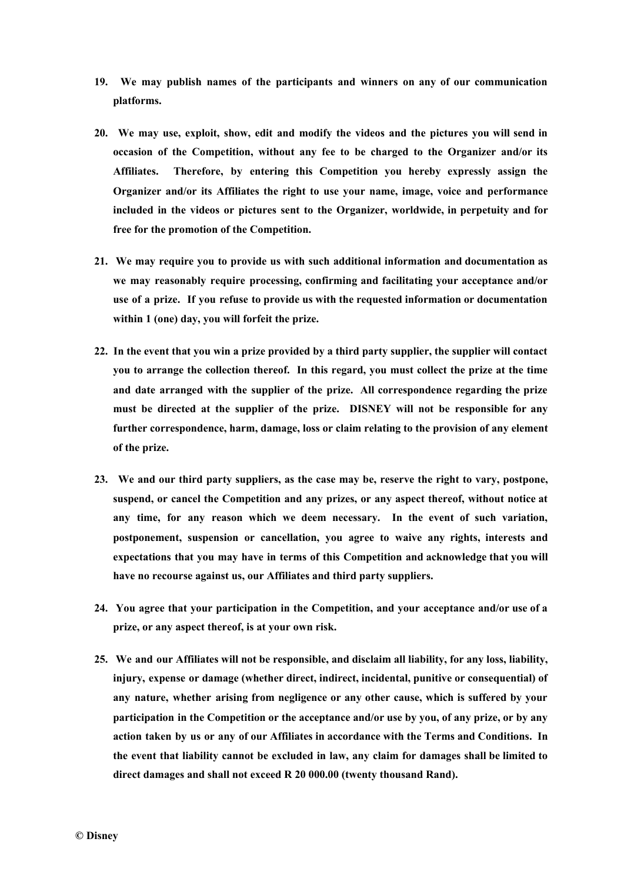19. **We may publish names of the participants and winners on any of our communication platforms.**

20. **We may use, exploit, show, edit and modify the videos and the pictures you will send in occasion of the Competition, without any fee to be charged to the Organizer and/or its Affiliates. Therefore, by entering this Competition you hereby expressly assign the Organizer and/or its Affiliates the right to use your name, image, voice and performance included in the videos or pictures sent to the Organizer, worldwide, in perpetuity and for free for the promotion of the Competition.**

21. **We may require you to provide us with such additional information and documentation as we may reasonably require processing, confirming and facilitating your acceptance and/or use of a prize. If you refuse to provide us with the requested information or documentation within 1 (one) day, you will forfeit the prize.**

22. **In the event that you win a prize provided by a third party supplier, the supplier will contact you to arrange the collection thereof. In this regard, you must collect the prize at the time and date arranged with the supplier of the prize. All correspondence regarding the prize must be directed at the supplier of the prize. DISNEY will not be responsible for any further correspondence, harm, damage, loss or claim relating to the provision of any element of the prize.**

23. **We and our third party suppliers, as the case may be, reserve the right to vary, postpone, suspend, or cancel the Competition and any prizes, or any aspect thereof, without notice at any time, for any reason which we deem necessary. In the event of such variation, postponement, suspension or cancellation, you agree to waive any rights, interests and expectations that you may have in terms of this Competition and acknowledge that you will have no recourse against us, our Affiliates and third party suppliers.**

24. **You agree that your participation in the Competition, and your acceptance and/or use of a prize, or any aspect thereof, is at your own risk.**

25. **We and our Affiliates will not be responsible, and disclaim all liability, for any loss, liability, injury, expense or damage (whether direct, indirect, incidental, punitive or consequential) of any nature, whether arising from negligence or any other cause, which is suffered by your participation in the Competition or the acceptance and/or use by you, of any prize, or by any action taken by us or any of our Affiliates in accordance with the Terms and Conditions. In the event that liability cannot be excluded in law, any claim for damages shall be limited to direct damages and shall not exceed R 20 000.00 (twenty thousand Rand).**

**© Disney**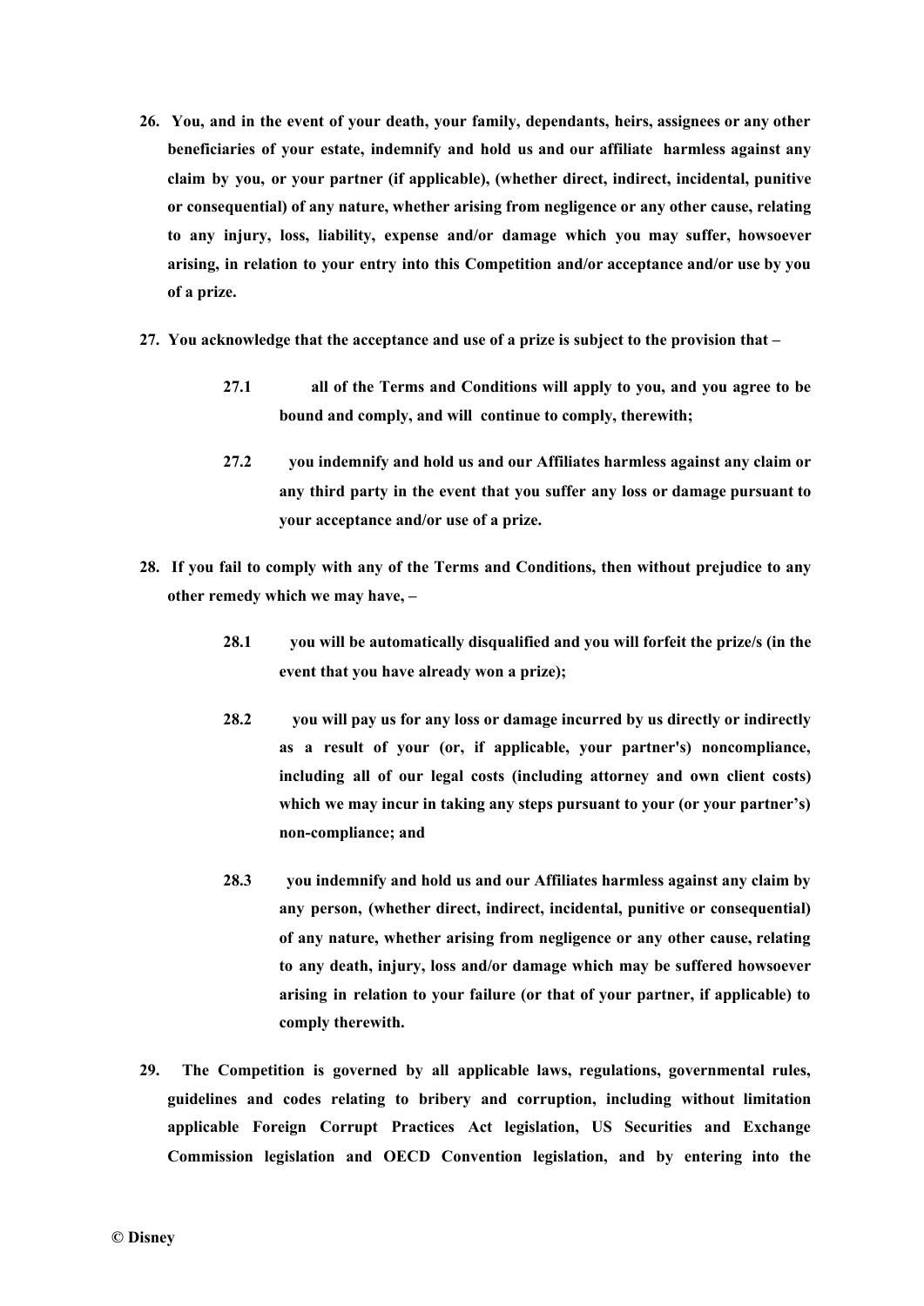**26. You, and in the event of your death, your family, dependants, heirs, assignees or any other beneficiaries of your estate, indemnify and hold us and our affiliate harmless against any claim by you, or your partner (if applicable), (whether direct, indirect, incidental, punitive or consequential) of any nature, whether arising from negligence or any other cause, relating to any injury, loss, liability, expense and/or damage which you may suffer, howsoever arising, in relation to your entry into this Competition and/or acceptance and/or use by you of a prize.**

**27. You acknowledge that the acceptance and use of a prize is subject to the provision that –**

> **27.1 all of the Terms and Conditions will apply to you, and you agree to be bound and comply, and will continue to comply, therewith;**
>
> **27.2 you indemnify and hold us and our Affiliates harmless against any claim or any third party in the event that you suffer any loss or damage pursuant to your acceptance and/or use of a prize.**

**28. If you fail to comply with any of the Terms and Conditions, then without prejudice to any other remedy which we may have, –**

> **28.1 you will be automatically disqualified and you will forfeit the prize/s (in the event that you have already won a prize);**
>
> **28.2 you will pay us for any loss or damage incurred by us directly or indirectly as a result of your (or, if applicable, your partner's) noncompliance, including all of our legal costs (including attorney and own client costs) which we may incur in taking any steps pursuant to your (or your partner's) non-compliance; and**
>
> **28.3 you indemnify and hold us and our Affiliates harmless against any claim by any person, (whether direct, indirect, incidental, punitive or consequential) of any nature, whether arising from negligence or any other cause, relating to any death, injury, loss and/or damage which may be suffered howsoever arising in relation to your failure (or that of your partner, if applicable) to comply therewith.**

**29. The Competition is governed by all applicable laws, regulations, governmental rules, guidelines and codes relating to bribery and corruption, including without limitation applicable Foreign Corrupt Practices Act legislation, US Securities and Exchange Commission legislation and OECD Convention legislation, and by entering into the**

**© Disney**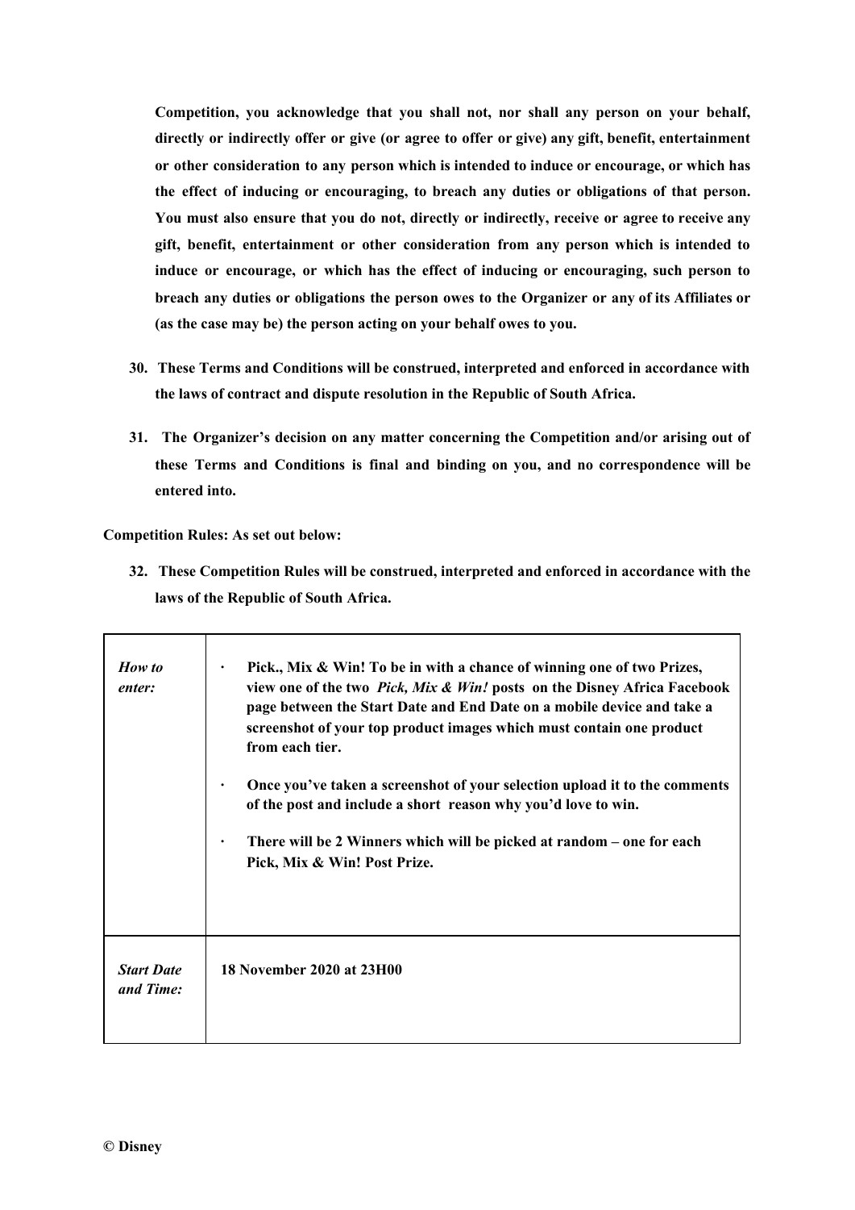**Competition, you acknowledge that you shall not, nor shall any person on your behalf, directly or indirectly offer or give (or agree to offer or give) any gift, benefit, entertainment or other consideration to any person which is intended to induce or encourage, or which has the effect of inducing or encouraging, to breach any duties or obligations of that person. You must also ensure that you do not, directly or indirectly, receive or agree to receive any gift, benefit, entertainment or other consideration from any person which is intended to induce or encourage, or which has the effect of inducing or encouraging, such person to breach any duties or obligations the person owes to the Organizer or any of its Affiliates or (as the case may be) the person acting on your behalf owes to you.**

30. **These Terms and Conditions will be construed, interpreted and enforced in accordance with the laws of contract and dispute resolution in the Republic of South Africa.**

31. **The Organizer's decision on any matter concerning the Competition and/or arising out of these Terms and Conditions is final and binding on you, and no correspondence will be entered into.**

**Competition Rules: As set out below:**

32. **These Competition Rules will be construed, interpreted and enforced in accordance with the laws of the Republic of South Africa.**

| | |
|---|---|
| ***How to enter:*** | • **Pick., Mix & Win! To be in with a chance of winning one of two Prizes, view one of the two *Pick, Mix & Win!* posts on the Disney Africa Facebook page between the Start Date and End Date on a mobile device and take a screenshot of your top product images which must contain one product from each tier.**<br>• **Once you've taken a screenshot of your selection upload it to the comments of the post and include a short reason why you'd love to win.**<br>• **There will be 2 Winners which will be picked at random – one for each Pick, Mix & Win! Post Prize.** |
| ***Start Date and Time:*** | **18 November 2020 at 23H00** |

**© Disney**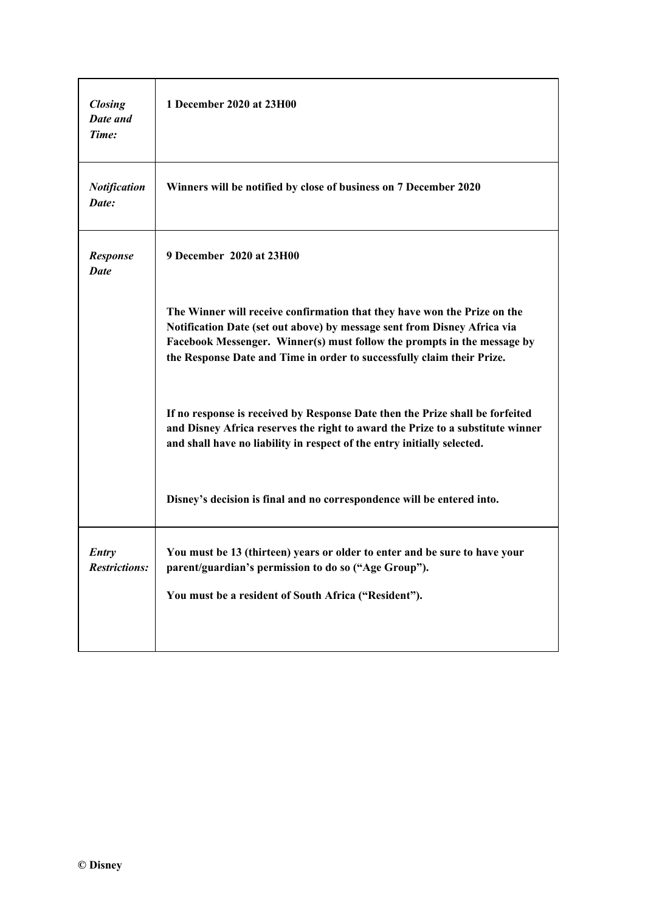| | |
|---|---|
| ***Closing Date and Time:*** | **1 December 2020 at 23H00** |
| ***Notification Date:*** | **Winners will be notified by close of business on 7 December 2020** |
| ***Response Date*** | **9 December 2020 at 23H00**<br><br>**The Winner will receive confirmation that they have won the Prize on the Notification Date (set out above) by message sent from Disney Africa via Facebook Messenger. Winner(s) must follow the prompts in the message by the Response Date and Time in order to successfully claim their Prize.**<br><br>**If no response is received by Response Date then the Prize shall be forfeited and Disney Africa reserves the right to award the Prize to a substitute winner and shall have no liability in respect of the entry initially selected.**<br><br>**Disney's decision is final and no correspondence will be entered into.** |
| ***Entry Restrictions:*** | **You must be 13 (thirteen) years or older to enter and be sure to have your parent/guardian's permission to do so ("Age Group").**<br><br>**You must be a resident of South Africa ("Resident").** |

**© Disney**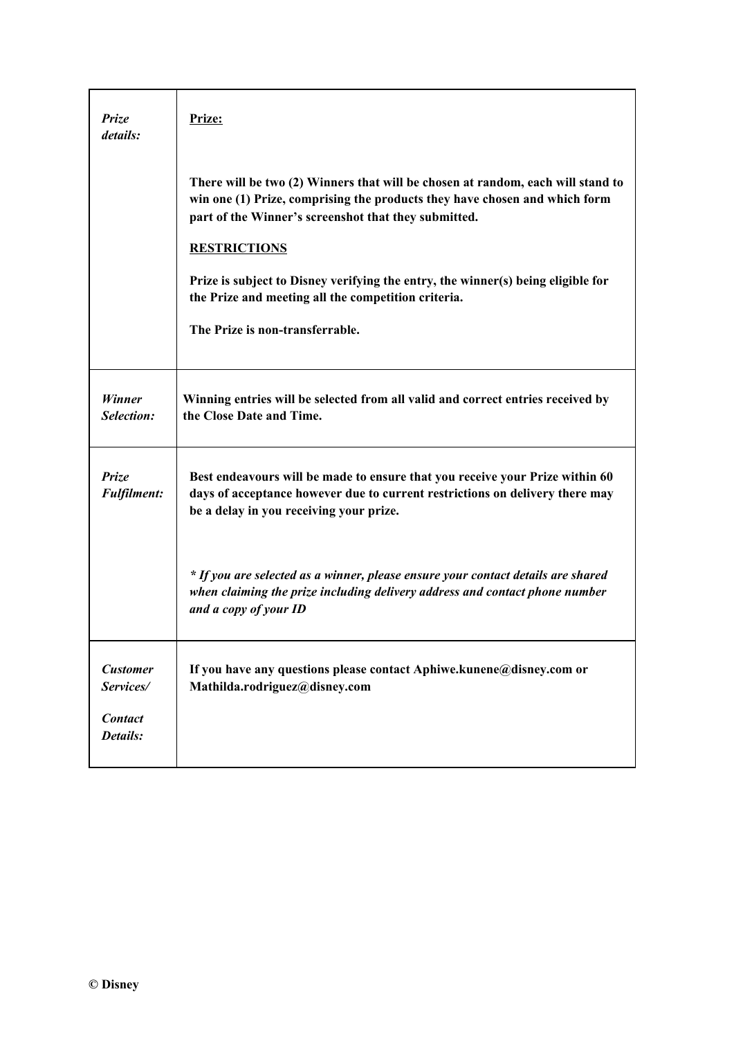| | |
|---|---|
| ***Prize details:*** | **<u>Prize:</u>**<br><br>**There will be two (2) Winners that will be chosen at random, each will stand to win one (1) Prize, comprising the products they have chosen and which form part of the Winner's screenshot that they submitted.**<br><br>**<u>RESTRICTIONS</u>**<br><br>**Prize is subject to Disney verifying the entry, the winner(s) being eligible for the Prize and meeting all the competition criteria.**<br><br>**The Prize is non-transferrable.** |
| ***Winner Selection:*** | **Winning entries will be selected from all valid and correct entries received by the Close Date and Time.** |
| ***Prize Fulfilment:*** | **Best endeavours will be made to ensure that you receive your Prize within 60 days of acceptance however due to current restrictions on delivery there may be a delay in you receiving your prize.**<br><br>***\* If you are selected as a winner, please ensure your contact details are shared when claiming the prize including delivery address and contact phone number and a copy of your ID*** |
| ***Customer Services/ Contact Details:*** | **If you have any questions please contact Aphiwe.kunene@disney.com or Mathilda.rodriguez@disney.com** |

**© Disney**